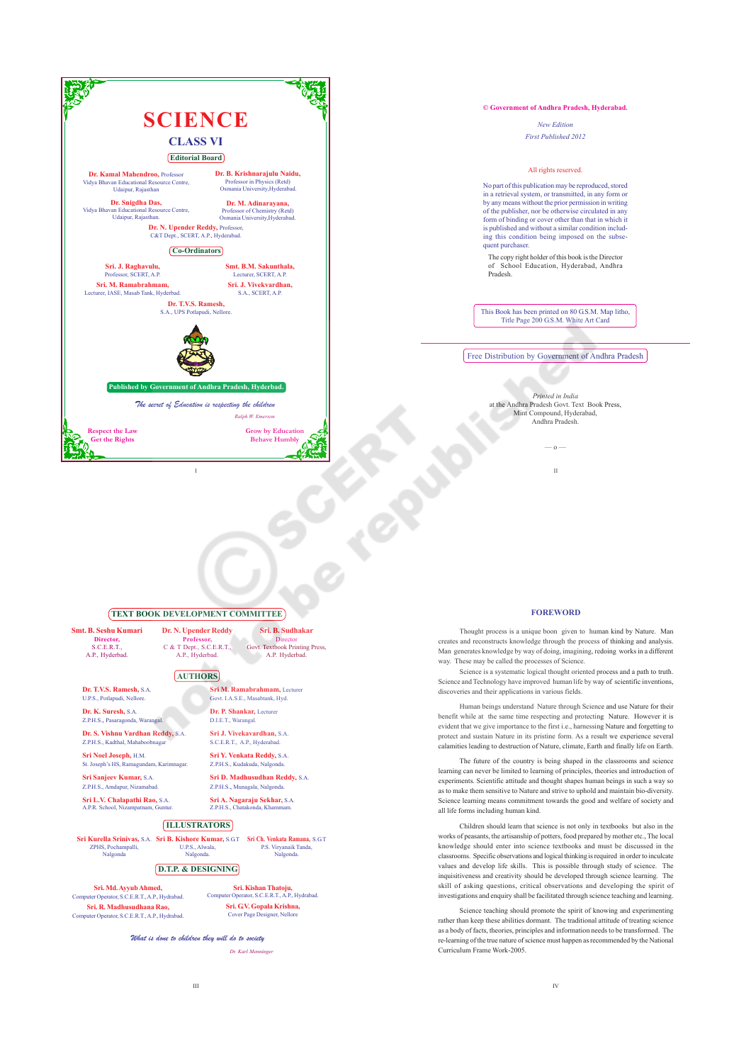# SCIENCE

## CLASS VI

### Editorial Board

**Dr. Kamal Mahendroo,** Professor
Vidya Bhavan Educational Resource Centre,
Udaipur, Rajasthan

**Dr. B. Krishnarajulu Naidu,**
Professor in Physics (Retd)
Osmania University,Hyderabad.

**Dr. Snigdha Das,**
Vidya Bhavan Educational Resource Centre,
Udaipur, Rajasthan.

**Dr. M. Adinarayana,**
Professor of Chemistry (Retd)
Osmania University,Hyderabad.

**Dr. N. Upender Reddy,** Professor,
C&T Dept., SCERT, A.P., Hyderabad.

### Co-Ordinators

**Sri. J. Raghavulu,**
Professor, SCERT, A.P.

**Smt. B.M. Sakunthala,**
Lecturer, SCERT, A.P.

**Sri. M. Ramabrahmam,**
Lecturer, IASE, Masab Tank, Hyderbad.

**Sri. J. Vivekvardhan,**
S.A., SCERT, A.P.

**Dr. T.V.S. Ramesh,**
S.A., UPS Potlapudi, Nellore.

**Published by Government of Andhra Pradesh, Hyderbad.**

*The secret of Education is respecting the children*
*Ralph W. Emerson*

Respect the Law
Get the Rights

Grow by Education
Behave Humbly

---

**© Government of Andhra Pradesh, Hyderabad.**

*New Edition*
*First Published 2012*

All rights reserved.

No part of this publication may be reproduced, stored in a retrieval system, or transmitted, in any form or by any means without the prior permission in writing of the publisher, nor be otherwise circulated in any form of binding or cover other than that in which it is published and without a similar condition including this condition being imposed on the subsequent purchaser.

The copy right holder of this book is the Director of School Education, Hyderabad, Andhra Pradesh.

This Book has been printed on 80 G.S.M. Map litho,
Title Page 200 G.S.M. White Art Card

Free Distribution by Government of Andhra Pradesh

*Printed in India*
at the Andhra Pradesh Govt. Text Book Press,
Mint Compound, Hyderabad,
Andhra Pradesh.

— o —

---

### TEXT BOOK DEVELOPMENT COMMITTEE

**Smt. B. Seshu Kumari**
**Director,**
S.C.E.R.T.,
A.P., Hyderbad.

**Dr. N. Upender Reddy**
**Professor,**
C & T Dept., S.C.E.R.T.,
A.P., Hyderbad.

**Sri. B. Sudhakar**
Director
Govt. Textbook Printing Press,
A.P. Hyderbad.

### AUTHORS

**Dr. T.V.S. Ramesh,** S.A.
U.P.S., Potlapudi, Nellore.

**Sri M. Ramabrahmam,** Lecturer
Govt. I.A.S.E., Masabtank, Hyd.

**Dr. K. Suresh,** S.A.
Z.P.H.S., Pasaragonda, Warangal.

**Dr. P. Shankar,** Lecturer
D.I.E.T., Warangal.

**Dr. S. Vishnu Vardhan Reddy,** S.A.
Z.P.H.S., Kadthal, Mahaboobnagar

**Sri J. Vivekavardhan,** S.A.
S.C.E.R.T., A.P., Hyderabad.

**Sri Noel Joseph,** H.M.
St. Joseph's HS, Ramagundam, Karimnagar.

**Sri Y. Venkata Reddy,** S.A.
Z.P.H.S., Kudakuda, Nalgonda.

**Sri Sanjeev Kumar,** S.A.
Z.P.H.S., Amdapur, Nizamabad.

**Sri D. Madhusudhan Reddy,** S.A.
Z.P.H.S., Munagala, Nalgonda.

**Sri L.V. Chalapathi Rao,** S.A.
A.P.R. School, Nizampatnam, Guntur.

**Sri A. Nagaraju Sekhar,** S.A.
Z.P.H.S., Chatakonda, Khammam.

### ILLUSTRATORS

**Sri Kurella Srinivas,** S.A.
ZPHS, Pochampalli,
Nalgonda

**Sri B. Kishore Kumar,** S.G.T
U.P.S., Alwala,
Nalgonda.

**Sri Ch. Venkata Ramana,** S.G.T
P.S. Viryanaik Tanda,
Nalgonda.

### D.T.P. & DESIGNING

**Sri. Md. Ayyub Ahmed,**
Computer Operator, S.C.E.R.T., A.P., Hydrabad.

**Sri. Kishan Thatoju,**
Computer Operator, S.C.E.R.T., A.P., Hydrabad.

**Sri. R. Madhusudhana Rao,**
Computer Operator, S.C.E.R.T., A.P., Hydrabad.

**Sri. G.V. Gopala Krishna,**
Cover Page Designer, Nellore

*What is done to children they will do to society*
*Dr. Karl Menninger*

---

### FOREWORD

Thought process is a unique boon given to human kind by Nature. Man creates and reconstructs knowledge through the process of thinking and analysis. Man generates knowledge by way of doing, imagining, redoing works in a different way. These may be called the processes of Science.

Science is a systematic logical thought oriented process and a path to truth. Science and Technology have improved human life by way of scientific inventions, discoveries and their applications in various fields.

Human beings understand Nature through Science and use Nature for their benefit while at the same time respecting and protecting Nature. However it is evident that we give importance to the first i.e., harnessing Nature and forgetting to protect and sustain Nature in its pristine form. As a result we experience several calamities leading to destruction of Nature, climate, Earth and finally life on Earth.

The future of the country is being shaped in the classrooms and science learning can never be limited to learning of principles, theories and introduction of experiments. Scientific attitude and thought shapes human beings in such a way so as to make them sensitive to Nature and strive to uphold and maintain bio-diversity. Science learning means commitment towards the good and welfare of society and all life forms including human kind.

Children should learn that science is not only in textbooks but also in the works of peasants, the artisanship of potters, food prepared by mother etc., The local knowledge should enter into science textbooks and must be discussed in the classrooms. Specific observations and logical thinking is required in order to inculcate values and develop life skills. This is possible through study of science. The inquisitiveness and creativity should be developed through science learning. The skill of asking questions, critical observations and developing the spirit of investigations and enquiry shall be facilitated through science teaching and learning.

Science teaching should promote the spirit of knowing and experimenting rather than keep these abilities dormant. The traditional attitude of treating science as a body of facts, theories, principles and information needs to be transformed. The re-learning of the true nature of science must happen as recommended by the National Curriculum Frame Work-2005.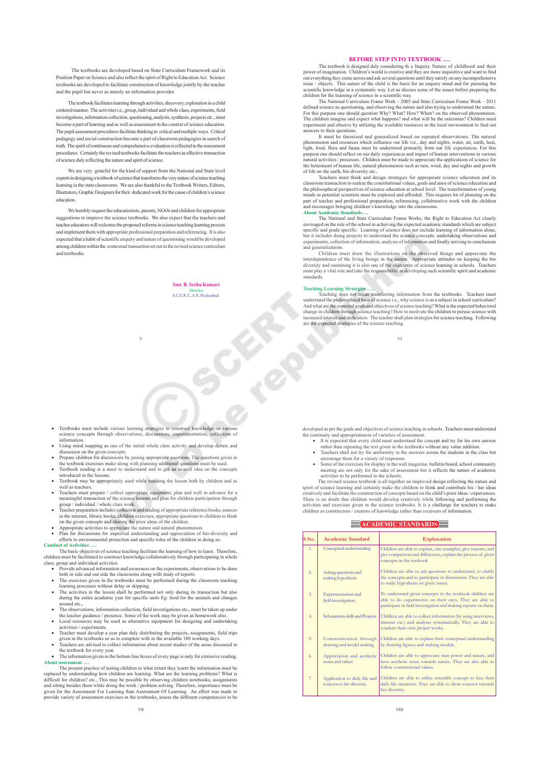The textbooks are developed based on State Curriculum Framework and its Position Paper on Science and also reflect the spirit of Right to Education Act. Science textbooks are developed to facilitate construction of knowledge jointly by the teacher and the pupil but never as merely an information provider.

The textbook facilitates learning through activities, discovery, exploration in a child centered manner. The activities i.e., group, individual and whole class, experiments, field investigations, information collection, questioning, analysis, synthesis, projects etc., must become a part of learning and as well as assessment in the context of science education. The pupil assessment procedures facilitate thinking in critical and multiple ways. Critical pedagogy and social construction become a part of classroom pedagogies in search of truth. The spirit of continuous and comprehensive evaluation is reflected in the assessment procedures. Certainly the revised textbooks facilitate the teachers in effective transaction of science duly reflecting the nature and spirit of science.

We are very grateful for the kind of support from the National and State level experts in designing a textbook of science that transforms the very nature of science teaching learning in the state classrooms. We are also thankful to the Textbook Writers, Editors, Illustrators, Graphic Designers for their dedicated work for the cause of children's science education.

We humbly request the educationists, parents, NGOs and children for appropriate suggestions to improve the science textbooks. We also expect that the teachers and teacher educators will welcome the proposed reforms in science teaching learning process and implement them with appropriate professional preparation and referencing. It is also expected that a habit of scientific enquiry and nature of questioning would be developed among children within the contextual transaction set out in the revised science curriculum and textbooks.

**Smt. B. Seshu Kumari**
Director
S.C.E.R.T., A.P., Hyderabad.

## BEFORE STEP INTO TEXTBOOK ….

The textbook is designed duly considering th e Inquiry Nature of childhood and their power of imagination. Children's world is creative and they are more inquisitive and want to find out everything they come across and ask several questions until they satisfy on any incomprehensive issue / objects. This nature of the child is the basis for an enquiry mind and for pursuing the scientific knowledge in a systematic way. Let us discuss some of the issues before preparing the children for the learning of science in a scientific way.

The National Curriculum Frame Work – 2005 and State Curriculum Frame Work – 2011 defined science as questioning, and observing the nature and also trying to understand the nature. For this purpose one should question Why? What? How? When? on the observed phenomenon. The children imagine and expect what happens? and what will be the outcomes? Children must experiment and observe by utilizing the available resources in the local environment to find out answers to their questions.

It must be theorized and generalized based on repeated observations. The natural phenomenon and resources which influence our life viz., day and nights, water, air, earth, heat, light, food, flora and fauna must be understood primarily from our life experiences. For this purpose one should reflect on our daily experiences and impact of human interventions in various natural activities / processes. Children must be made to appreciate the applications of science for the betterment of human life, natural phenomenon such as rain, wind, day and nights and growth of life on the earth, bio diversity etc.,

Teachers must think and design strategies for appropriate science education and its classroom transaction to realize the constitutional values, goals and aims of science education and the philosophical perspectives of science education at school level. The transformation of young minds as potential scientists must be explored and afforded. This requires lot of planning on the part of teacher and professional preparation, referencing, collaborative work with the children and encourages bringing children's knowledge into the classrooms.

**About Academic Standards….**

The National and State Curriculum Frame Works, the Right to Education Act clearly envisaged on the role of the school in achieving the expected academic standards which are subject specific and grade specific. Learning of science does not include learning of information alone, but it includes doing projects to understand the science concepts, undertaking observations and experiments, collection of information, analysis of information and finally arriving to conclusions and generalizations.

Children must draw the illustrations on the observed things and appreciate the interdependence of the living beings in the nature. Appropriate attitudes on keeping the bio diversity and sustaining it is also one of the objectives of science learning in schools. Teachers must play a vital role and take the responsibility in developing such scientific spirit and academic standards.

**Teaching Learning Strategies ….**

Teaching does not mean transferring information from the textbooks. Teachers must understand the philosophical base of science i.e., why science is as a subject in school curriculum? And what are the expected goals and objectives of science teaching? What is the expected behavioral change in children through science teaching? How to motivate the children to peruse science with increased interest and dedication. The teacher shall plan strategies for science teaching. Following are the expected strategies of the science teaching.

- Textbooks must include various learning strategies to construct knowledge on various science concepts through observations, discussions, experimentation, collection of information.
- Using mind mapping as one of the initial whole class activity and develop debate and discussion on the given concepts.
- Prepare children for discussions by posing appropriate questions. The questions given in the textbook exercises make along with planning additional questions must be used.
- Textbook reading is a must to understand and to get an overall idea on the concepts introduced in the lessons.
- Textbook may be appropriately used while teaching the lesson both by children and as well as teachers.
- Teachers must prepare / collect appropriate equipment, plan and well in advance for a meaningful transaction of the science lessons and plan for children participation through group / individual / whole class work.
- Teacher preparation includes collection and reading of appropriate reference books, sources in the internet, library books, children exercises, appropriate questions to children to think on the given concepts and sharing the prior ideas of the children.
- Appropriate activities to appreciate the nature and natural phenomenon.
- Plan for discussions for improved understanding and appreciation of bio-diversity and efforts to environmental protection and specific roles of the children in doing so.

**Conduct of Activities ….**

The basic objectives of science teaching facilitate the learning of how to learn. Therefore, children must be facilitated to construct knowledge collaboratively through participating in whole class, group and individual activities.

- Provide advanced information and awareness on the experiments, observations to be done both in side and out side the classrooms along with study of reports.
- The exercises given in the textbooks must be performed during the classroom teaching learning processes without delay or skipping.
- The activities in the lesson shall be performed not only during its transaction but also during the entire academic year for specific units Eg: food for the animals and changes around etc.,
- The observations, information collection, field investigations etc., must be taken up under the teacher guidance / presence. Some of the work may be given as homework also.
- Local resources may be used as alternative equipment for designing and undertaking activities / experiments.
- Teacher must develop a year plan duly distributing the projects, assignments, field trips given in the textbooks so as to complete with in the available 180 working days.
- Teachers are advised to collect information about recent studies of the areas discussed in the textbook for every year.
- The information given in the bottom line boxes of every page is only for extensive reading.

**About assessment ….**

The present practice of testing children to what extent they learnt the information must be replaced by understanding how children are learning. What are the learning problems? What is difficult for children? etc., This may be possible by observing children notebooks, assignments and sitting besides them while doing the work / problem solving. Therefore, importance must be given for the Assessment For Learning than Assessment Of Learning. An effort was made to provide variety of assessment exercises in the textbooks, assess the different competencies to be developed as per the goals and objectives of science teaching in schools. Teachers must understand the continuity and appropriateness of varieties of assessment.

- It is expected that every child must understand the concept and try for his own answer rather than repeating the text given in the textbooks without any value addition.
- Teachers shall not try for uniformity in the answers across the students in the class but encourage them for a variety of responses.
- Some of the exercises for display in the wall magazine, bulletin board, school community meeting are not only for the sake of assessment but it reflects the nature of academic activities to be performed in the schools.

The revised science textbook is all together an improved design reflecting the nature and spirit of science and certainly make the children to think and contribute his / her ideas creatively and facilitate the construction of concepts based on the child's prior ideas / experiences. There is no doubt that children would develop creatively while following and performing the activities and exercises given in the science textbooks. It is a challenge for teachers to make children as constructors / creators of knowledge rather than receivers of information.

## ACADEMIC STANDARDS

| S.No. | Academic Standard | Explanation |
|---|---|---|
| 1. | Conceptual understanding | Children are able to explain, cite examples, give reasons, and give comparison and differences, explain the process of given concepts in the textbook |
| 2. | Asking questions and making hypothesis | Children are able to ask questions to understand, to clarify the concepts and to participate in discussions. They are able to make hypothesis on given issues. |
| 3. | Experimentation and field investigation. | To understand given concepts in the textbook children are able to do experiments on their own. They are able to participate in field investigation and making reports on them. |
| 4. | Information skills and Projects | Children are able to collect information (by using interviews, internet etc.) and analyses systematically. They are able to conduct their own project works. |
| 5. | Communication through drawing and model making | Children are able to explain their conceptual understanding by drawing figures and making models. |
| 6. | Appriciation and aesthetic sence and values | Children are able to appreciate man power and nature, and have aesthetic sense towards nature. They are also able to follow constitutional values. |
| 7. | Application to daily life and concern to bio diversity. | Children are able to utilize scientific concept to face their daily life situations. They are able to show concern towards bio diversity. |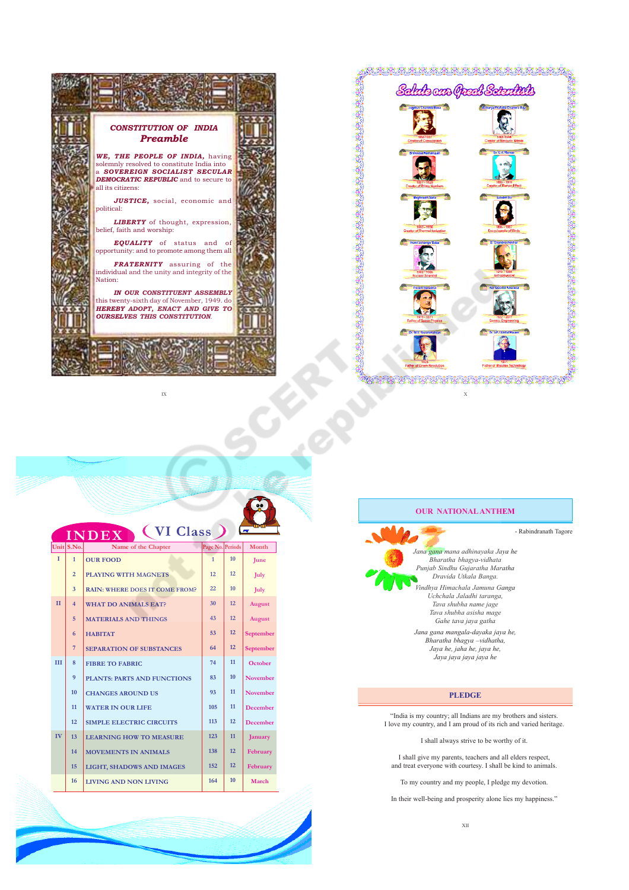## CONSTITUTION OF INDIA

### *Preamble*

***WE, THE PEOPLE OF INDIA,*** having solemnly resolved to constitute India into a ***SOVEREIGN SOCIALIST SECULAR DEMOCRATIC REPUBLIC*** and to secure to all its citizens:

***JUSTICE,*** social, economic and political:

***LIBERTY*** of thought, expression, belief, faith and worship:

***EQUALITY*** of status and of opportunity: and to promote among them all

***FRATERNITY*** assuring of the individual and the unity and integrity of the Nation:

***IN OUR CONSTITUENT ASSEMBLY*** this twenty-sixth day of November, 1949. do ***HEREBY ADOPT, ENACT AND GIVE TO OURSELVES THIS CONSTITUTION.***

## Salute our Great Scientists

Jagadish Chandra Bose — 1858 - 1937 — Creator of Crescograph

Acharya Prafulla Chandra Ray — 1861 - 1944 — Creator of Mercuric Nitrate

Srinivasa Ramanujan — 1887 - 1920 — Creator of Prime Numbers

Sir C.V. Raman — 1888 - 1970 — Creator of Raman Effect

Meghnadh Saha — 1893 - 1956 — Creator of Thermal Ionisation

Salim Ali — 1896 - 1987 — Encyclopedia of Birds

Homi Jahangir Baba — 1909 - 1966 — Nuclear Scientist

S. Chandra Sekhar — 1910 - 1995 — Astrophysicist

Vikram Sarabhai — 1919 - 1971 — Father of Space Progress

Har Gobind Khorana — 1922 - 2011 — Genetic Engineering

Dr. M.S. Swaminathan — 1925 — Father of Green Revolution

Dr. A.P.J. Abdul Kalam — 1931 — Father of Missile Technology

## INDEX (VI Class)

| Unit | S.No. | Name of the Chapter | Page No. | Periods | Month |
|---|---|---|---|---|---|
| I | 1 | OUR FOOD | 1 | 10 | June |
| | 2 | PLAYING WITH MAGNETS | 12 | 12 | July |
| | 3 | RAIN: WHERE DOES IT COME FROM? | 22 | 10 | July |
| II | 4 | WHAT DO ANIMALS EAT? | 30 | 12 | August |
| | 5 | MATERIALS AND THINGS | 43 | 12 | August |
| | 6 | HABITAT | 53 | 12 | September |
| | 7 | SEPARATION OF SUBSTANCES | 64 | 12 | September |
| III | 8 | FIBRE TO FABRIC | 74 | 11 | October |
| | 9 | PLANTS: PARTS AND FUNCTIONS | 83 | 10 | November |
| | 10 | CHANGES AROUND US | 93 | 11 | November |
| | 11 | WATER IN OUR LIFE | 105 | 11 | December |
| | 12 | SIMPLE ELECTRIC CIRCUITS | 113 | 12 | December |
| IV | 13 | LEARNING HOW TO MEASURE | 123 | 11 | January |
| | 14 | MOVEMENTS IN ANIMALS | 138 | 12 | February |
| | 15 | LIGHT, SHADOWS AND IMAGES | 152 | 12 | February |
| | 16 | LIVING AND NON LIVING | 164 | 10 | March |

## OUR NATIONAL ANTHEM

\- Rabindranath Tagore

*Jana gana mana adhinayaka Jaya he*
*Bharatha bhagya-vidhata*
*Punjab Sindhu Gujaratha Maratha*
*Dravida Utkala Banga.*

*Vindhya Himachala Jamuna Ganga*
*Uchchala Jaladhi taranga,*
*Tava shubha name jage*
*Tava shubha asisha mage*
*Gahe tava jaya gatha*

*Jana gana mangala-dayaka jaya he,*
*Bharatha bhagya –vidhatha,*
*Jaya he, jaha he, jaya he,*
*Jaya jaya jaya jaya he*

## PLEDGE

"India is my country; all Indians are my brothers and sisters.
I love my country, and I am proud of its rich and varied heritage.

I shall always strive to be worthy of it.

I shall give my parents, teachers and all elders respect,
and treat everyone with courtesy. I shall be kind to animals.

To my country and my people, I pledge my devotion.

In their well-being and prosperity alone lies my happiness."